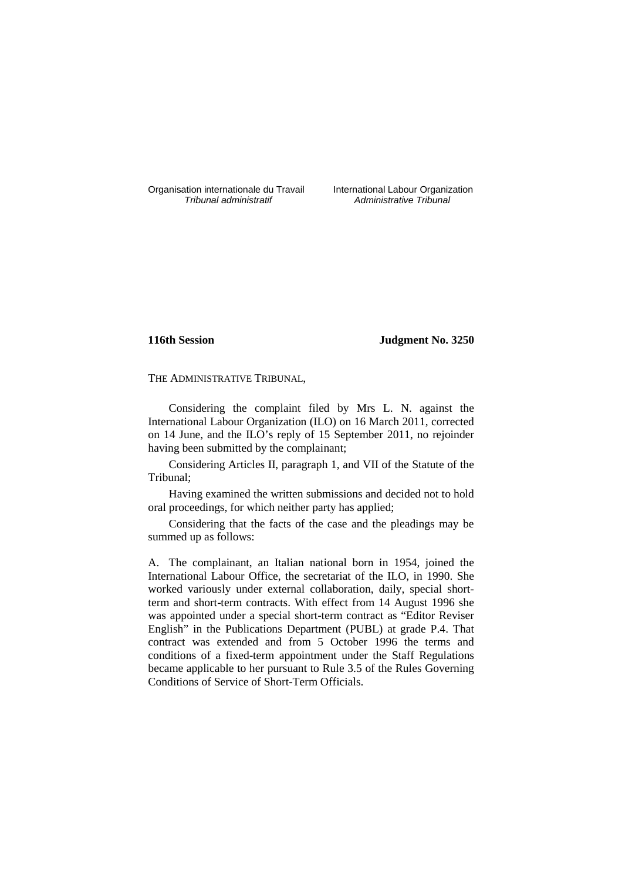Organisation internationale du Travail
*Tribunal administratif*

International Labour Organization
*Administrative Tribunal*

**116th Session** **Judgment No. 3250**

THE ADMINISTRATIVE TRIBUNAL,

Considering the complaint filed by Mrs L. N. against the International Labour Organization (ILO) on 16 March 2011, corrected on 14 June, and the ILO's reply of 15 September 2011, no rejoinder having been submitted by the complainant;

Considering Articles II, paragraph 1, and VII of the Statute of the Tribunal;

Having examined the written submissions and decided not to hold oral proceedings, for which neither party has applied;

Considering that the facts of the case and the pleadings may be summed up as follows:

A. The complainant, an Italian national born in 1954, joined the International Labour Office, the secretariat of the ILO, in 1990. She worked variously under external collaboration, daily, special short-term and short-term contracts. With effect from 14 August 1996 she was appointed under a special short-term contract as "Editor Reviser English" in the Publications Department (PUBL) at grade P.4. That contract was extended and from 5 October 1996 the terms and conditions of a fixed-term appointment under the Staff Regulations became applicable to her pursuant to Rule 3.5 of the Rules Governing Conditions of Service of Short-Term Officials.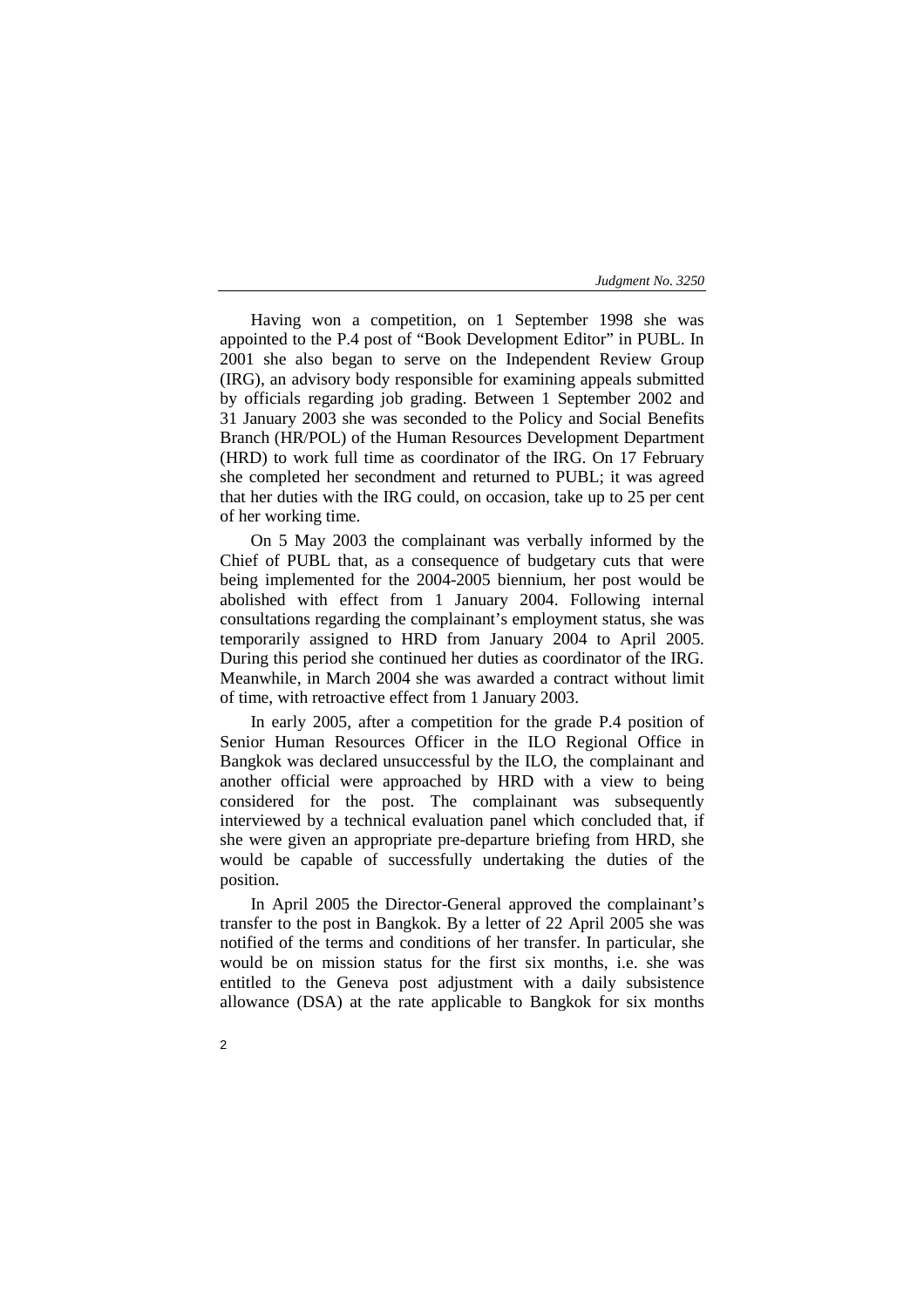Having won a competition, on 1 September 1998 she was appointed to the P.4 post of "Book Development Editor" in PUBL. In 2001 she also began to serve on the Independent Review Group (IRG), an advisory body responsible for examining appeals submitted by officials regarding job grading. Between 1 September 2002 and 31 January 2003 she was seconded to the Policy and Social Benefits Branch (HR/POL) of the Human Resources Development Department (HRD) to work full time as coordinator of the IRG. On 17 February she completed her secondment and returned to PUBL; it was agreed that her duties with the IRG could, on occasion, take up to 25 per cent of her working time.

On 5 May 2003 the complainant was verbally informed by the Chief of PUBL that, as a consequence of budgetary cuts that were being implemented for the 2004-2005 biennium, her post would be abolished with effect from 1 January 2004. Following internal consultations regarding the complainant's employment status, she was temporarily assigned to HRD from January 2004 to April 2005. During this period she continued her duties as coordinator of the IRG. Meanwhile, in March 2004 she was awarded a contract without limit of time, with retroactive effect from 1 January 2003.

In early 2005, after a competition for the grade P.4 position of Senior Human Resources Officer in the ILO Regional Office in Bangkok was declared unsuccessful by the ILO, the complainant and another official were approached by HRD with a view to being considered for the post. The complainant was subsequently interviewed by a technical evaluation panel which concluded that, if she were given an appropriate pre-departure briefing from HRD, she would be capable of successfully undertaking the duties of the position.

In April 2005 the Director-General approved the complainant's transfer to the post in Bangkok. By a letter of 22 April 2005 she was notified of the terms and conditions of her transfer. In particular, she would be on mission status for the first six months, i.e. she was entitled to the Geneva post adjustment with a daily subsistence allowance (DSA) at the rate applicable to Bangkok for six months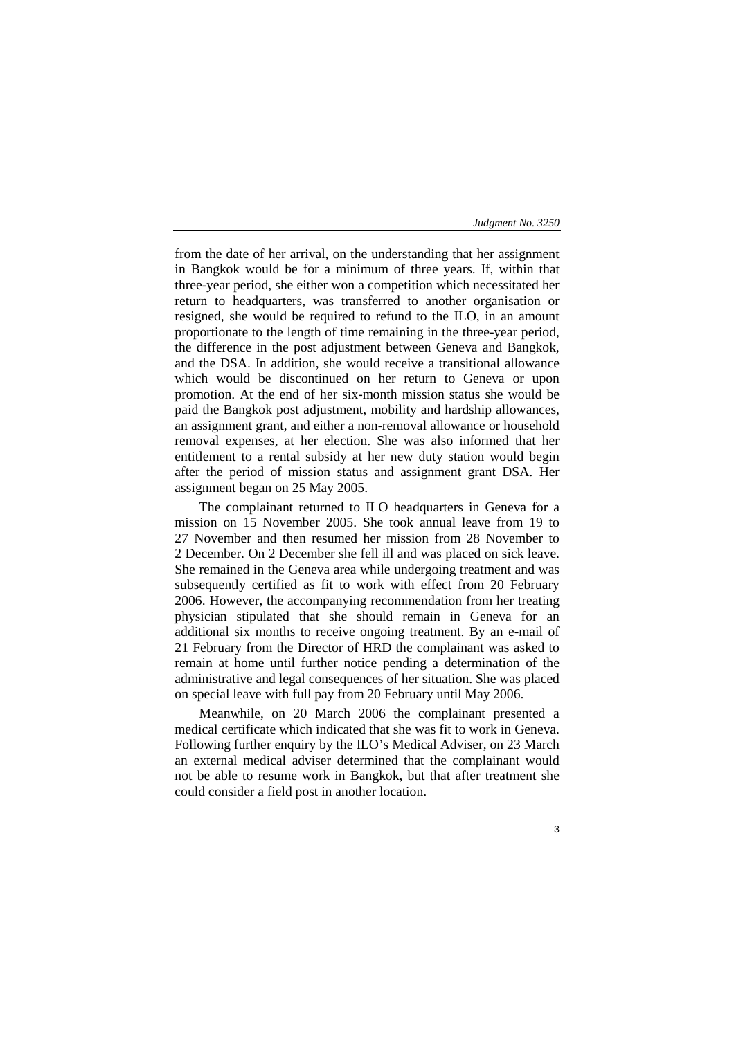from the date of her arrival, on the understanding that her assignment in Bangkok would be for a minimum of three years. If, within that three-year period, she either won a competition which necessitated her return to headquarters, was transferred to another organisation or resigned, she would be required to refund to the ILO, in an amount proportionate to the length of time remaining in the three-year period, the difference in the post adjustment between Geneva and Bangkok, and the DSA. In addition, she would receive a transitional allowance which would be discontinued on her return to Geneva or upon promotion. At the end of her six-month mission status she would be paid the Bangkok post adjustment, mobility and hardship allowances, an assignment grant, and either a non-removal allowance or household removal expenses, at her election. She was also informed that her entitlement to a rental subsidy at her new duty station would begin after the period of mission status and assignment grant DSA. Her assignment began on 25 May 2005.

The complainant returned to ILO headquarters in Geneva for a mission on 15 November 2005. She took annual leave from 19 to 27 November and then resumed her mission from 28 November to 2 December. On 2 December she fell ill and was placed on sick leave. She remained in the Geneva area while undergoing treatment and was subsequently certified as fit to work with effect from 20 February 2006. However, the accompanying recommendation from her treating physician stipulated that she should remain in Geneva for an additional six months to receive ongoing treatment. By an e-mail of 21 February from the Director of HRD the complainant was asked to remain at home until further notice pending a determination of the administrative and legal consequences of her situation. She was placed on special leave with full pay from 20 February until May 2006.

Meanwhile, on 20 March 2006 the complainant presented a medical certificate which indicated that she was fit to work in Geneva. Following further enquiry by the ILO's Medical Adviser, on 23 March an external medical adviser determined that the complainant would not be able to resume work in Bangkok, but that after treatment she could consider a field post in another location.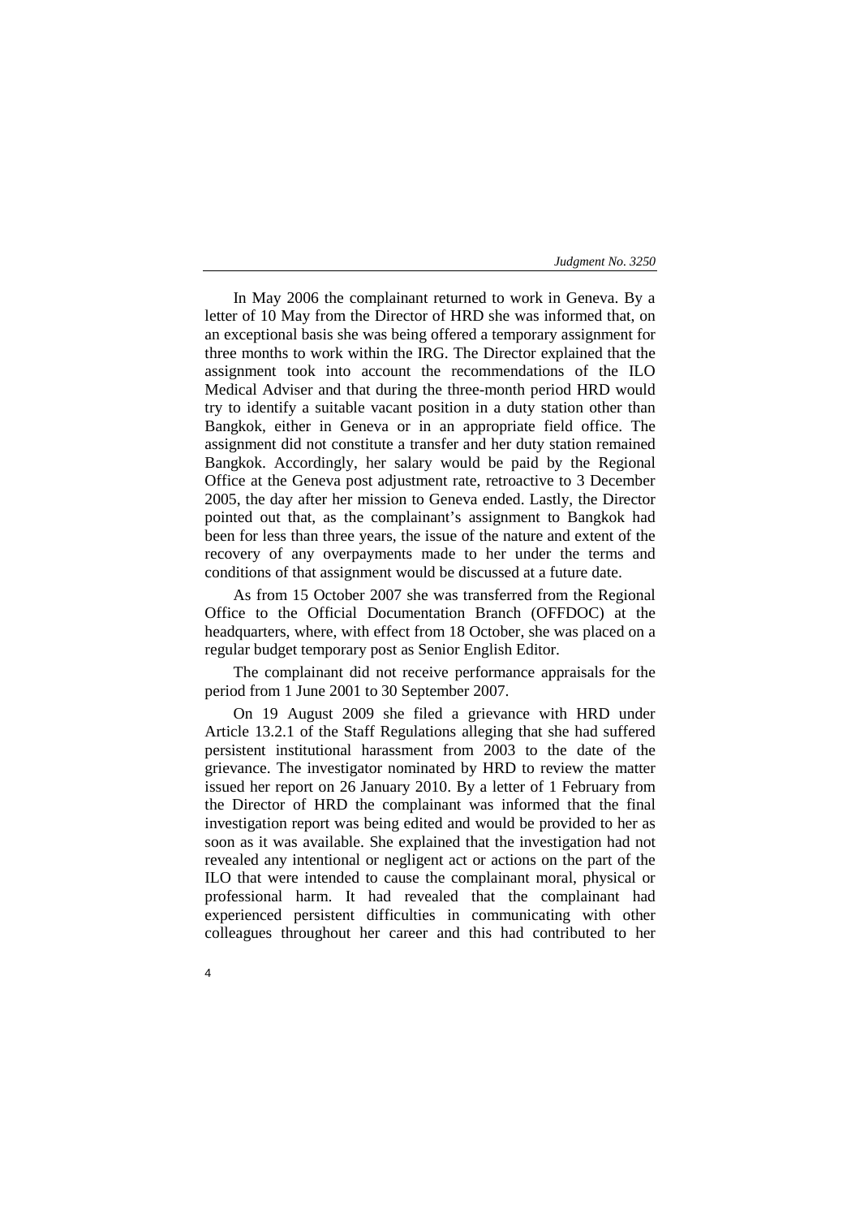In May 2006 the complainant returned to work in Geneva. By a letter of 10 May from the Director of HRD she was informed that, on an exceptional basis she was being offered a temporary assignment for three months to work within the IRG. The Director explained that the assignment took into account the recommendations of the ILO Medical Adviser and that during the three-month period HRD would try to identify a suitable vacant position in a duty station other than Bangkok, either in Geneva or in an appropriate field office. The assignment did not constitute a transfer and her duty station remained Bangkok. Accordingly, her salary would be paid by the Regional Office at the Geneva post adjustment rate, retroactive to 3 December 2005, the day after her mission to Geneva ended. Lastly, the Director pointed out that, as the complainant's assignment to Bangkok had been for less than three years, the issue of the nature and extent of the recovery of any overpayments made to her under the terms and conditions of that assignment would be discussed at a future date.

As from 15 October 2007 she was transferred from the Regional Office to the Official Documentation Branch (OFFDOC) at the headquarters, where, with effect from 18 October, she was placed on a regular budget temporary post as Senior English Editor.

The complainant did not receive performance appraisals for the period from 1 June 2001 to 30 September 2007.

On 19 August 2009 she filed a grievance with HRD under Article 13.2.1 of the Staff Regulations alleging that she had suffered persistent institutional harassment from 2003 to the date of the grievance. The investigator nominated by HRD to review the matter issued her report on 26 January 2010. By a letter of 1 February from the Director of HRD the complainant was informed that the final investigation report was being edited and would be provided to her as soon as it was available. She explained that the investigation had not revealed any intentional or negligent act or actions on the part of the ILO that were intended to cause the complainant moral, physical or professional harm. It had revealed that the complainant had experienced persistent difficulties in communicating with other colleagues throughout her career and this had contributed to her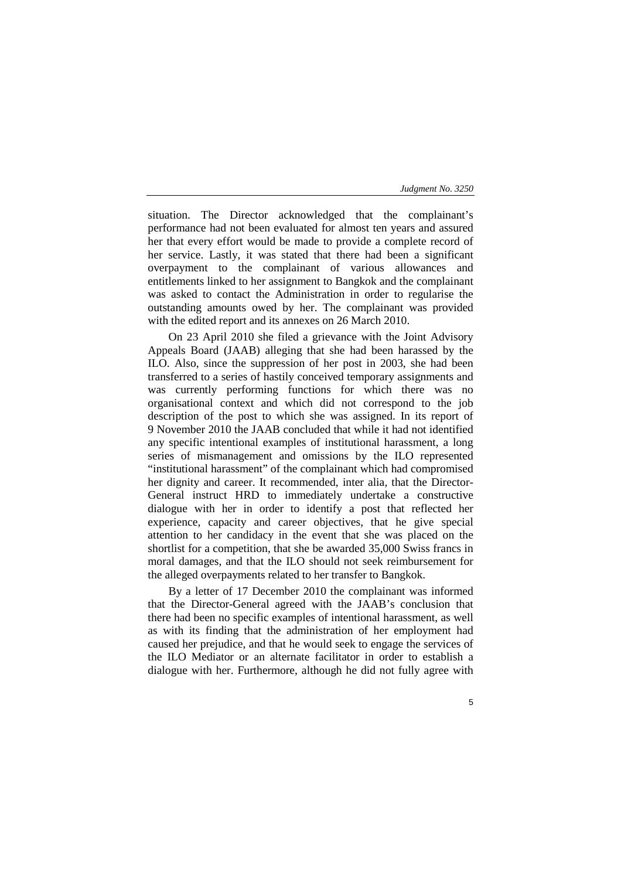situation. The Director acknowledged that the complainant's performance had not been evaluated for almost ten years and assured her that every effort would be made to provide a complete record of her service. Lastly, it was stated that there had been a significant overpayment to the complainant of various allowances and entitlements linked to her assignment to Bangkok and the complainant was asked to contact the Administration in order to regularise the outstanding amounts owed by her. The complainant was provided with the edited report and its annexes on 26 March 2010.

On 23 April 2010 she filed a grievance with the Joint Advisory Appeals Board (JAAB) alleging that she had been harassed by the ILO. Also, since the suppression of her post in 2003, she had been transferred to a series of hastily conceived temporary assignments and was currently performing functions for which there was no organisational context and which did not correspond to the job description of the post to which she was assigned. In its report of 9 November 2010 the JAAB concluded that while it had not identified any specific intentional examples of institutional harassment, a long series of mismanagement and omissions by the ILO represented "institutional harassment" of the complainant which had compromised her dignity and career. It recommended, inter alia, that the Director-General instruct HRD to immediately undertake a constructive dialogue with her in order to identify a post that reflected her experience, capacity and career objectives, that he give special attention to her candidacy in the event that she was placed on the shortlist for a competition, that she be awarded 35,000 Swiss francs in moral damages, and that the ILO should not seek reimbursement for the alleged overpayments related to her transfer to Bangkok.

By a letter of 17 December 2010 the complainant was informed that the Director-General agreed with the JAAB's conclusion that there had been no specific examples of intentional harassment, as well as with its finding that the administration of her employment had caused her prejudice, and that he would seek to engage the services of the ILO Mediator or an alternate facilitator in order to establish a dialogue with her. Furthermore, although he did not fully agree with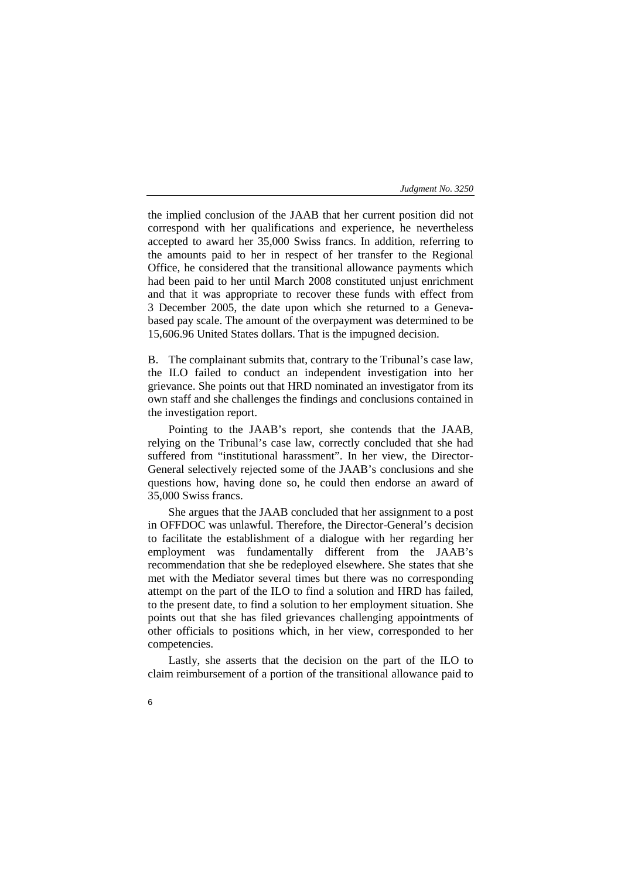the implied conclusion of the JAAB that her current position did not correspond with her qualifications and experience, he nevertheless accepted to award her 35,000 Swiss francs. In addition, referring to the amounts paid to her in respect of her transfer to the Regional Office, he considered that the transitional allowance payments which had been paid to her until March 2008 constituted unjust enrichment and that it was appropriate to recover these funds with effect from 3 December 2005, the date upon which she returned to a Geneva-based pay scale. The amount of the overpayment was determined to be 15,606.96 United States dollars. That is the impugned decision.

B. The complainant submits that, contrary to the Tribunal's case law, the ILO failed to conduct an independent investigation into her grievance. She points out that HRD nominated an investigator from its own staff and she challenges the findings and conclusions contained in the investigation report.

Pointing to the JAAB's report, she contends that the JAAB, relying on the Tribunal's case law, correctly concluded that she had suffered from "institutional harassment". In her view, the Director-General selectively rejected some of the JAAB's conclusions and she questions how, having done so, he could then endorse an award of 35,000 Swiss francs.

She argues that the JAAB concluded that her assignment to a post in OFFDOC was unlawful. Therefore, the Director-General's decision to facilitate the establishment of a dialogue with her regarding her employment was fundamentally different from the JAAB's recommendation that she be redeployed elsewhere. She states that she met with the Mediator several times but there was no corresponding attempt on the part of the ILO to find a solution and HRD has failed, to the present date, to find a solution to her employment situation. She points out that she has filed grievances challenging appointments of other officials to positions which, in her view, corresponded to her competencies.

Lastly, she asserts that the decision on the part of the ILO to claim reimbursement of a portion of the transitional allowance paid to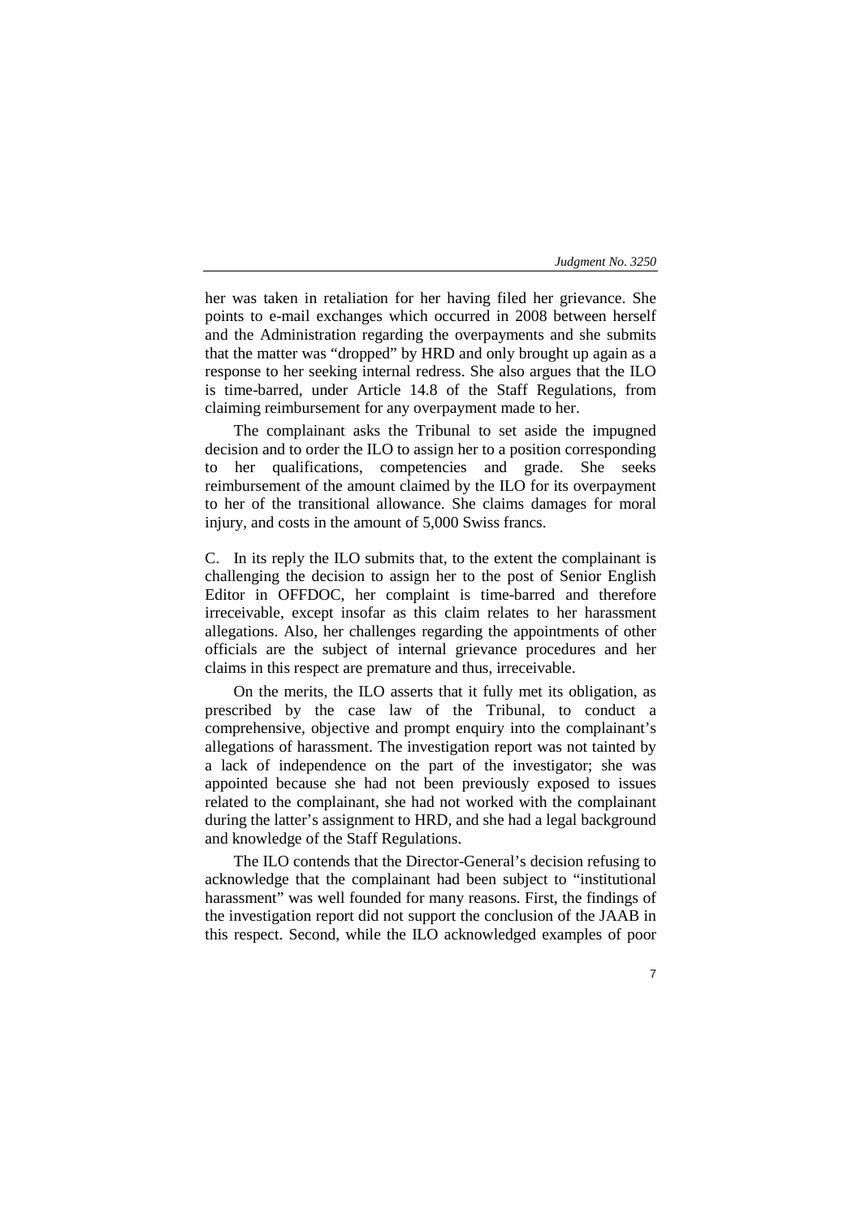her was taken in retaliation for her having filed her grievance. She points to e-mail exchanges which occurred in 2008 between herself and the Administration regarding the overpayments and she submits that the matter was "dropped" by HRD and only brought up again as a response to her seeking internal redress. She also argues that the ILO is time-barred, under Article 14.8 of the Staff Regulations, from claiming reimbursement for any overpayment made to her.

The complainant asks the Tribunal to set aside the impugned decision and to order the ILO to assign her to a position corresponding to her qualifications, competencies and grade. She seeks reimbursement of the amount claimed by the ILO for its overpayment to her of the transitional allowance. She claims damages for moral injury, and costs in the amount of 5,000 Swiss francs.

C. In its reply the ILO submits that, to the extent the complainant is challenging the decision to assign her to the post of Senior English Editor in OFFDOC, her complaint is time-barred and therefore irreceivable, except insofar as this claim relates to her harassment allegations. Also, her challenges regarding the appointments of other officials are the subject of internal grievance procedures and her claims in this respect are premature and thus, irreceivable.

On the merits, the ILO asserts that it fully met its obligation, as prescribed by the case law of the Tribunal, to conduct a comprehensive, objective and prompt enquiry into the complainant's allegations of harassment. The investigation report was not tainted by a lack of independence on the part of the investigator; she was appointed because she had not been previously exposed to issues related to the complainant, she had not worked with the complainant during the latter's assignment to HRD, and she had a legal background and knowledge of the Staff Regulations.

The ILO contends that the Director-General's decision refusing to acknowledge that the complainant had been subject to "institutional harassment" was well founded for many reasons. First, the findings of the investigation report did not support the conclusion of the JAAB in this respect. Second, while the ILO acknowledged examples of poor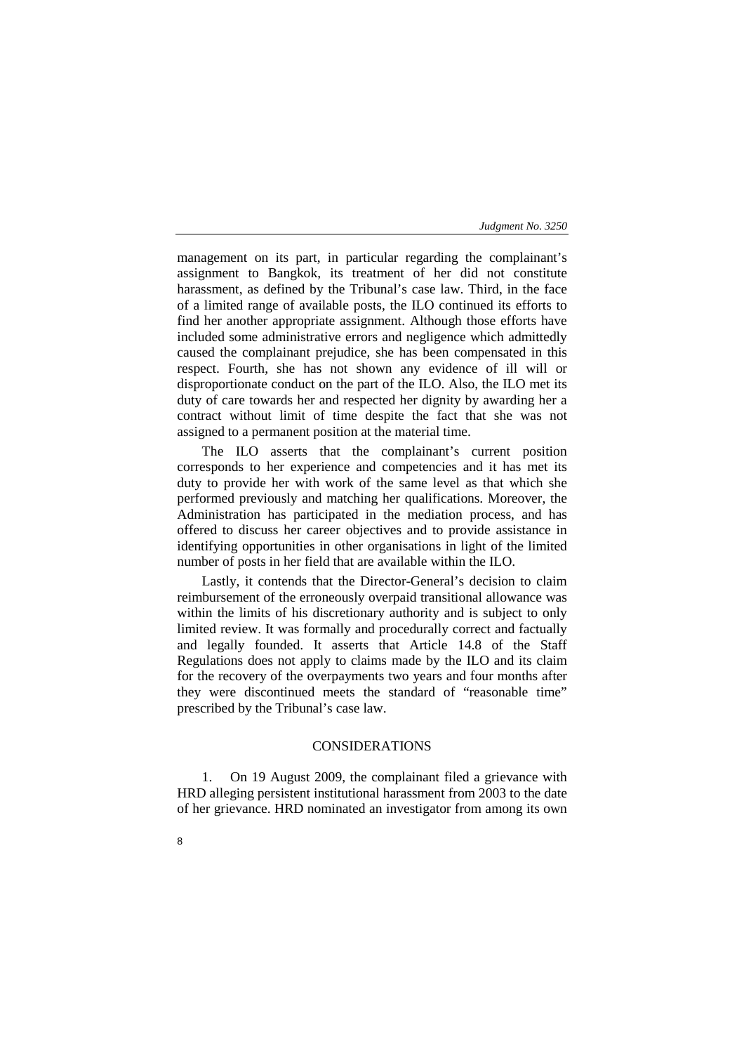management on its part, in particular regarding the complainant's assignment to Bangkok, its treatment of her did not constitute harassment, as defined by the Tribunal's case law. Third, in the face of a limited range of available posts, the ILO continued its efforts to find her another appropriate assignment. Although those efforts have included some administrative errors and negligence which admittedly caused the complainant prejudice, she has been compensated in this respect. Fourth, she has not shown any evidence of ill will or disproportionate conduct on the part of the ILO. Also, the ILO met its duty of care towards her and respected her dignity by awarding her a contract without limit of time despite the fact that she was not assigned to a permanent position at the material time.

The ILO asserts that the complainant's current position corresponds to her experience and competencies and it has met its duty to provide her with work of the same level as that which she performed previously and matching her qualifications. Moreover, the Administration has participated in the mediation process, and has offered to discuss her career objectives and to provide assistance in identifying opportunities in other organisations in light of the limited number of posts in her field that are available within the ILO.

Lastly, it contends that the Director-General's decision to claim reimbursement of the erroneously overpaid transitional allowance was within the limits of his discretionary authority and is subject to only limited review. It was formally and procedurally correct and factually and legally founded. It asserts that Article 14.8 of the Staff Regulations does not apply to claims made by the ILO and its claim for the recovery of the overpayments two years and four months after they were discontinued meets the standard of "reasonable time" prescribed by the Tribunal's case law.

## CONSIDERATIONS

1. On 19 August 2009, the complainant filed a grievance with HRD alleging persistent institutional harassment from 2003 to the date of her grievance. HRD nominated an investigator from among its own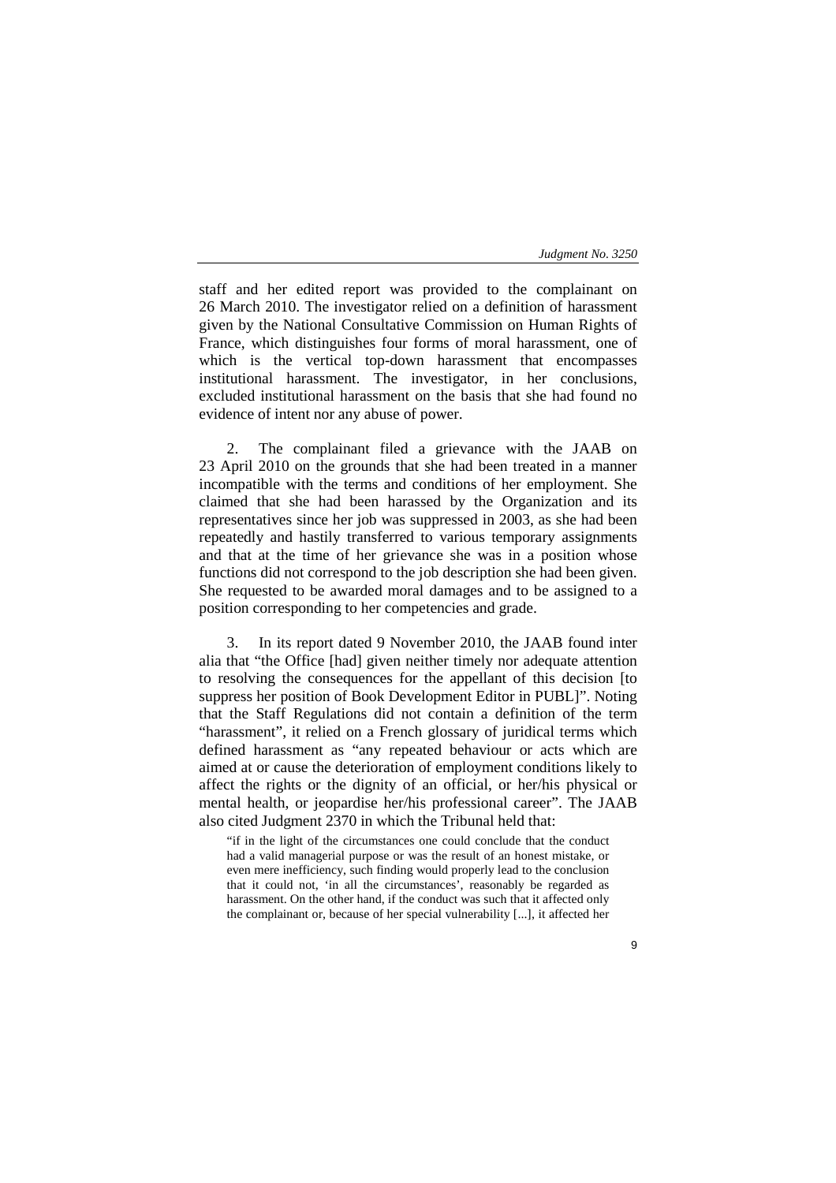staff and her edited report was provided to the complainant on 26 March 2010. The investigator relied on a definition of harassment given by the National Consultative Commission on Human Rights of France, which distinguishes four forms of moral harassment, one of which is the vertical top-down harassment that encompasses institutional harassment. The investigator, in her conclusions, excluded institutional harassment on the basis that she had found no evidence of intent nor any abuse of power.

2. The complainant filed a grievance with the JAAB on 23 April 2010 on the grounds that she had been treated in a manner incompatible with the terms and conditions of her employment. She claimed that she had been harassed by the Organization and its representatives since her job was suppressed in 2003, as she had been repeatedly and hastily transferred to various temporary assignments and that at the time of her grievance she was in a position whose functions did not correspond to the job description she had been given. She requested to be awarded moral damages and to be assigned to a position corresponding to her competencies and grade.

3. In its report dated 9 November 2010, the JAAB found inter alia that "the Office [had] given neither timely nor adequate attention to resolving the consequences for the appellant of this decision [to suppress her position of Book Development Editor in PUBL]". Noting that the Staff Regulations did not contain a definition of the term "harassment", it relied on a French glossary of juridical terms which defined harassment as "any repeated behaviour or acts which are aimed at or cause the deterioration of employment conditions likely to affect the rights or the dignity of an official, or her/his physical or mental health, or jeopardise her/his professional career". The JAAB also cited Judgment 2370 in which the Tribunal held that:

> "if in the light of the circumstances one could conclude that the conduct had a valid managerial purpose or was the result of an honest mistake, or even mere inefficiency, such finding would properly lead to the conclusion that it could not, 'in all the circumstances', reasonably be regarded as harassment. On the other hand, if the conduct was such that it affected only the complainant or, because of her special vulnerability [...], it affected her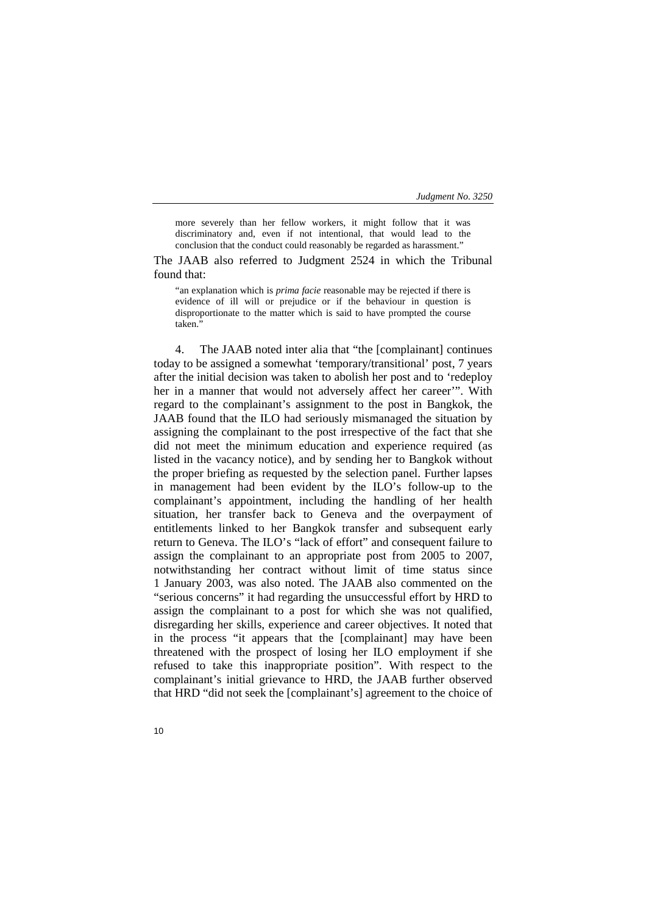> more severely than her fellow workers, it might follow that it was discriminatory and, even if not intentional, that would lead to the conclusion that the conduct could reasonably be regarded as harassment."

The JAAB also referred to Judgment 2524 in which the Tribunal found that:

> "an explanation which is *prima facie* reasonable may be rejected if there is evidence of ill will or prejudice or if the behaviour in question is disproportionate to the matter which is said to have prompted the course taken."

4. The JAAB noted inter alia that "the [complainant] continues today to be assigned a somewhat 'temporary/transitional' post, 7 years after the initial decision was taken to abolish her post and to 'redeploy her in a manner that would not adversely affect her career'". With regard to the complainant's assignment to the post in Bangkok, the JAAB found that the ILO had seriously mismanaged the situation by assigning the complainant to the post irrespective of the fact that she did not meet the minimum education and experience required (as listed in the vacancy notice), and by sending her to Bangkok without the proper briefing as requested by the selection panel. Further lapses in management had been evident by the ILO's follow-up to the complainant's appointment, including the handling of her health situation, her transfer back to Geneva and the overpayment of entitlements linked to her Bangkok transfer and subsequent early return to Geneva. The ILO's "lack of effort" and consequent failure to assign the complainant to an appropriate post from 2005 to 2007, notwithstanding her contract without limit of time status since 1 January 2003, was also noted. The JAAB also commented on the "serious concerns" it had regarding the unsuccessful effort by HRD to assign the complainant to a post for which she was not qualified, disregarding her skills, experience and career objectives. It noted that in the process "it appears that the [complainant] may have been threatened with the prospect of losing her ILO employment if she refused to take this inappropriate position". With respect to the complainant's initial grievance to HRD, the JAAB further observed that HRD "did not seek the [complainant's] agreement to the choice of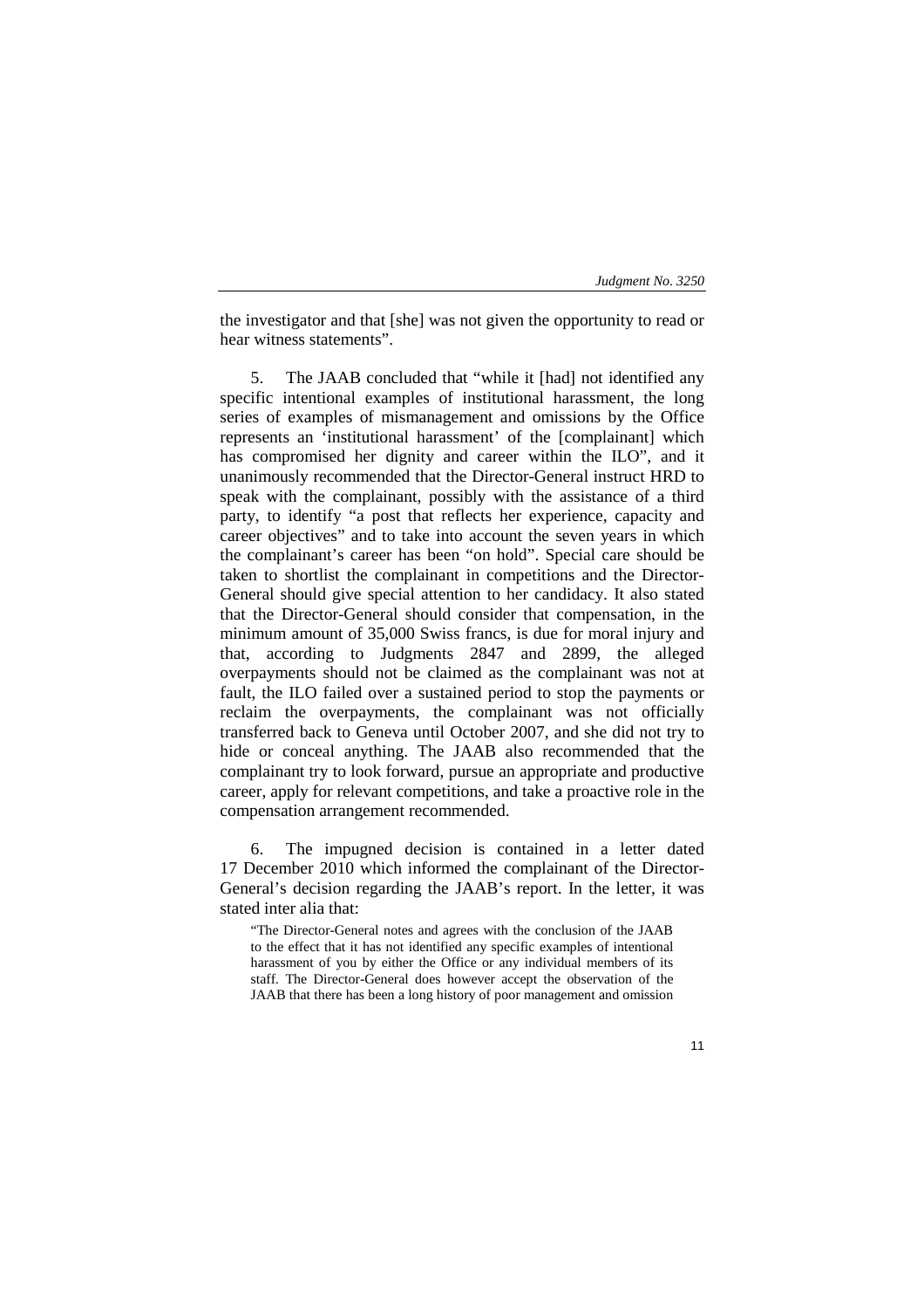the investigator and that [she] was not given the opportunity to read or hear witness statements".

5. The JAAB concluded that "while it [had] not identified any specific intentional examples of institutional harassment, the long series of examples of mismanagement and omissions by the Office represents an 'institutional harassment' of the [complainant] which has compromised her dignity and career within the ILO", and it unanimously recommended that the Director-General instruct HRD to speak with the complainant, possibly with the assistance of a third party, to identify "a post that reflects her experience, capacity and career objectives" and to take into account the seven years in which the complainant's career has been "on hold". Special care should be taken to shortlist the complainant in competitions and the Director-General should give special attention to her candidacy. It also stated that the Director-General should consider that compensation, in the minimum amount of 35,000 Swiss francs, is due for moral injury and that, according to Judgments 2847 and 2899, the alleged overpayments should not be claimed as the complainant was not at fault, the ILO failed over a sustained period to stop the payments or reclaim the overpayments, the complainant was not officially transferred back to Geneva until October 2007, and she did not try to hide or conceal anything. The JAAB also recommended that the complainant try to look forward, pursue an appropriate and productive career, apply for relevant competitions, and take a proactive role in the compensation arrangement recommended.

6. The impugned decision is contained in a letter dated 17 December 2010 which informed the complainant of the Director-General's decision regarding the JAAB's report. In the letter, it was stated inter alia that:

> "The Director-General notes and agrees with the conclusion of the JAAB to the effect that it has not identified any specific examples of intentional harassment of you by either the Office or any individual members of its staff. The Director-General does however accept the observation of the JAAB that there has been a long history of poor management and omission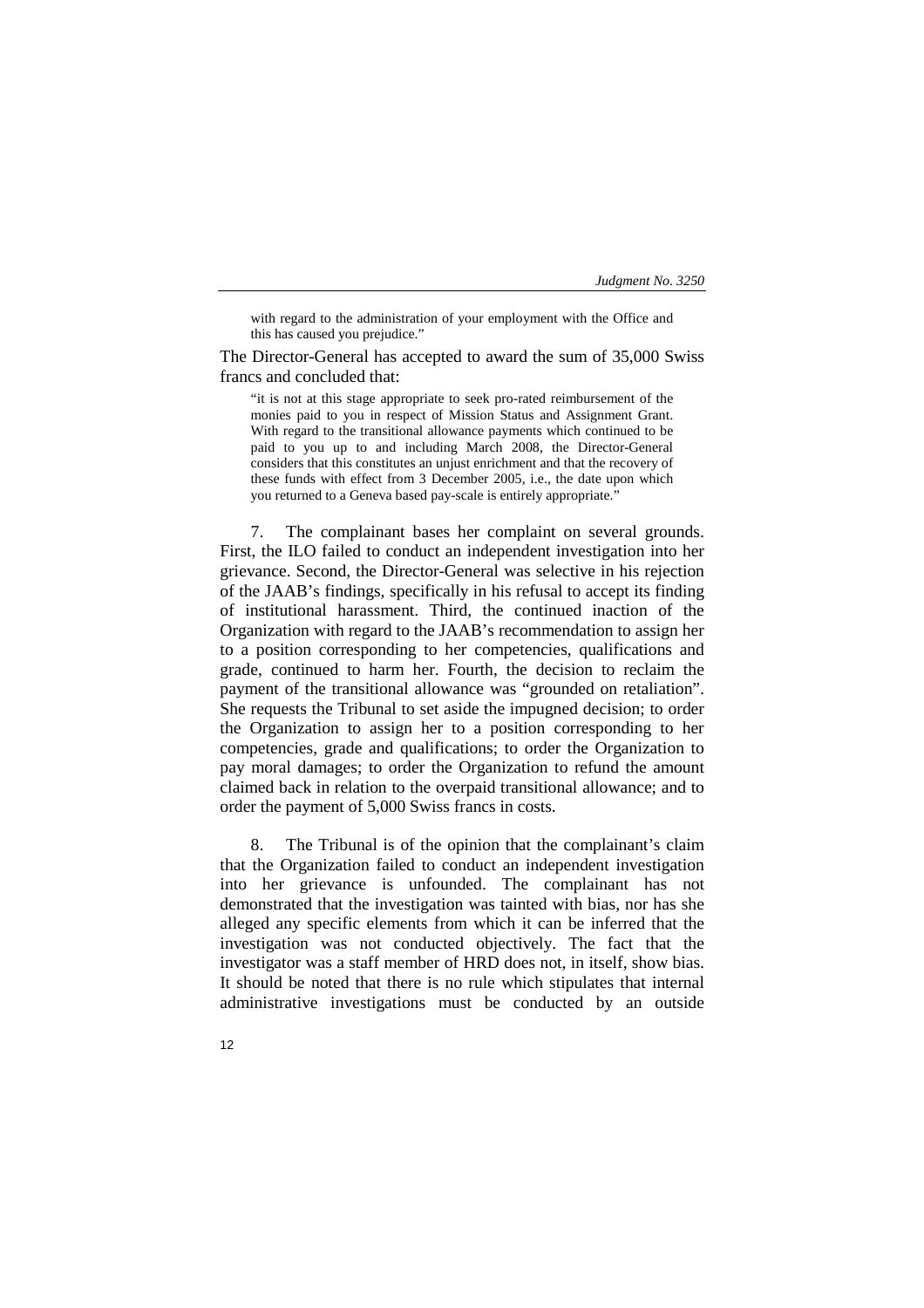> with regard to the administration of your employment with the Office and this has caused you prejudice."

The Director-General has accepted to award the sum of 35,000 Swiss francs and concluded that:

> "it is not at this stage appropriate to seek pro-rated reimbursement of the monies paid to you in respect of Mission Status and Assignment Grant. With regard to the transitional allowance payments which continued to be paid to you up to and including March 2008, the Director-General considers that this constitutes an unjust enrichment and that the recovery of these funds with effect from 3 December 2005, i.e., the date upon which you returned to a Geneva based pay-scale is entirely appropriate."

7. The complainant bases her complaint on several grounds. First, the ILO failed to conduct an independent investigation into her grievance. Second, the Director-General was selective in his rejection of the JAAB's findings, specifically in his refusal to accept its finding of institutional harassment. Third, the continued inaction of the Organization with regard to the JAAB's recommendation to assign her to a position corresponding to her competencies, qualifications and grade, continued to harm her. Fourth, the decision to reclaim the payment of the transitional allowance was "grounded on retaliation". She requests the Tribunal to set aside the impugned decision; to order the Organization to assign her to a position corresponding to her competencies, grade and qualifications; to order the Organization to pay moral damages; to order the Organization to refund the amount claimed back in relation to the overpaid transitional allowance; and to order the payment of 5,000 Swiss francs in costs.

8. The Tribunal is of the opinion that the complainant's claim that the Organization failed to conduct an independent investigation into her grievance is unfounded. The complainant has not demonstrated that the investigation was tainted with bias, nor has she alleged any specific elements from which it can be inferred that the investigation was not conducted objectively. The fact that the investigator was a staff member of HRD does not, in itself, show bias. It should be noted that there is no rule which stipulates that internal administrative investigations must be conducted by an outside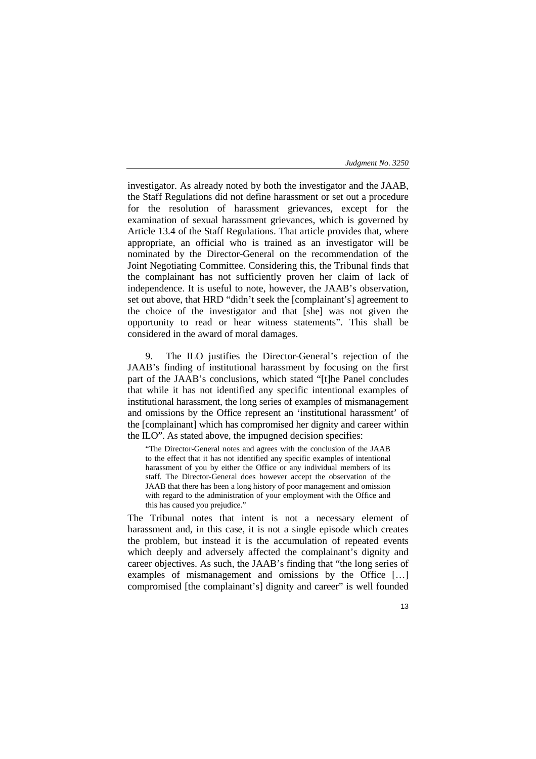investigator. As already noted by both the investigator and the JAAB, the Staff Regulations did not define harassment or set out a procedure for the resolution of harassment grievances, except for the examination of sexual harassment grievances, which is governed by Article 13.4 of the Staff Regulations. That article provides that, where appropriate, an official who is trained as an investigator will be nominated by the Director-General on the recommendation of the Joint Negotiating Committee. Considering this, the Tribunal finds that the complainant has not sufficiently proven her claim of lack of independence. It is useful to note, however, the JAAB's observation, set out above, that HRD "didn't seek the [complainant's] agreement to the choice of the investigator and that [she] was not given the opportunity to read or hear witness statements". This shall be considered in the award of moral damages.

9. The ILO justifies the Director-General's rejection of the JAAB's finding of institutional harassment by focusing on the first part of the JAAB's conclusions, which stated "[t]he Panel concludes that while it has not identified any specific intentional examples of institutional harassment, the long series of examples of mismanagement and omissions by the Office represent an 'institutional harassment' of the [complainant] which has compromised her dignity and career within the ILO". As stated above, the impugned decision specifies:

> "The Director-General notes and agrees with the conclusion of the JAAB to the effect that it has not identified any specific examples of intentional harassment of you by either the Office or any individual members of its staff. The Director-General does however accept the observation of the JAAB that there has been a long history of poor management and omission with regard to the administration of your employment with the Office and this has caused you prejudice."

The Tribunal notes that intent is not a necessary element of harassment and, in this case, it is not a single episode which creates the problem, but instead it is the accumulation of repeated events which deeply and adversely affected the complainant's dignity and career objectives. As such, the JAAB's finding that "the long series of examples of mismanagement and omissions by the Office […] compromised [the complainant's] dignity and career" is well founded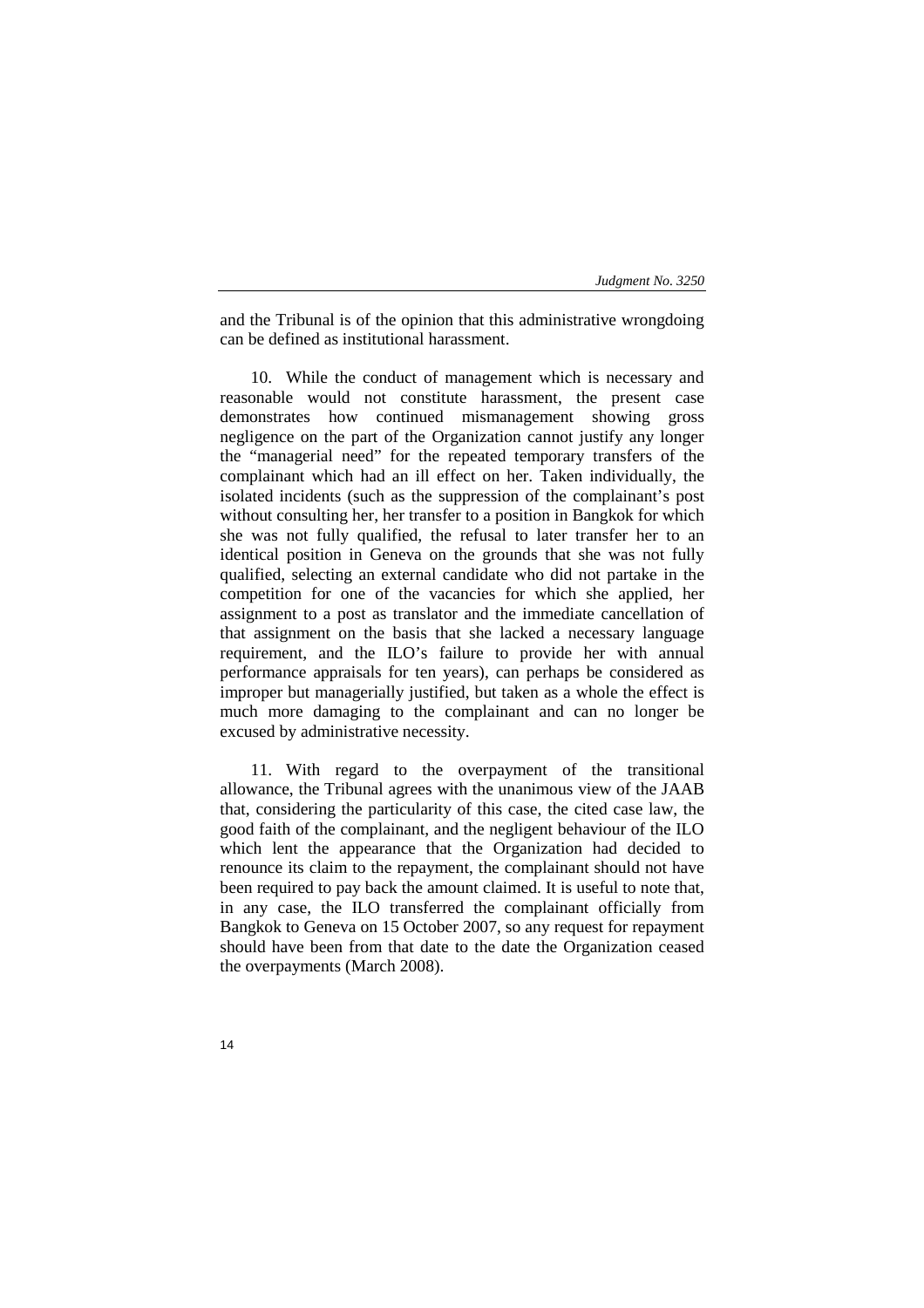and the Tribunal is of the opinion that this administrative wrongdoing can be defined as institutional harassment.

10. While the conduct of management which is necessary and reasonable would not constitute harassment, the present case demonstrates how continued mismanagement showing gross negligence on the part of the Organization cannot justify any longer the "managerial need" for the repeated temporary transfers of the complainant which had an ill effect on her. Taken individually, the isolated incidents (such as the suppression of the complainant's post without consulting her, her transfer to a position in Bangkok for which she was not fully qualified, the refusal to later transfer her to an identical position in Geneva on the grounds that she was not fully qualified, selecting an external candidate who did not partake in the competition for one of the vacancies for which she applied, her assignment to a post as translator and the immediate cancellation of that assignment on the basis that she lacked a necessary language requirement, and the ILO's failure to provide her with annual performance appraisals for ten years), can perhaps be considered as improper but managerially justified, but taken as a whole the effect is much more damaging to the complainant and can no longer be excused by administrative necessity.

11. With regard to the overpayment of the transitional allowance, the Tribunal agrees with the unanimous view of the JAAB that, considering the particularity of this case, the cited case law, the good faith of the complainant, and the negligent behaviour of the ILO which lent the appearance that the Organization had decided to renounce its claim to the repayment, the complainant should not have been required to pay back the amount claimed. It is useful to note that, in any case, the ILO transferred the complainant officially from Bangkok to Geneva on 15 October 2007, so any request for repayment should have been from that date to the date the Organization ceased the overpayments (March 2008).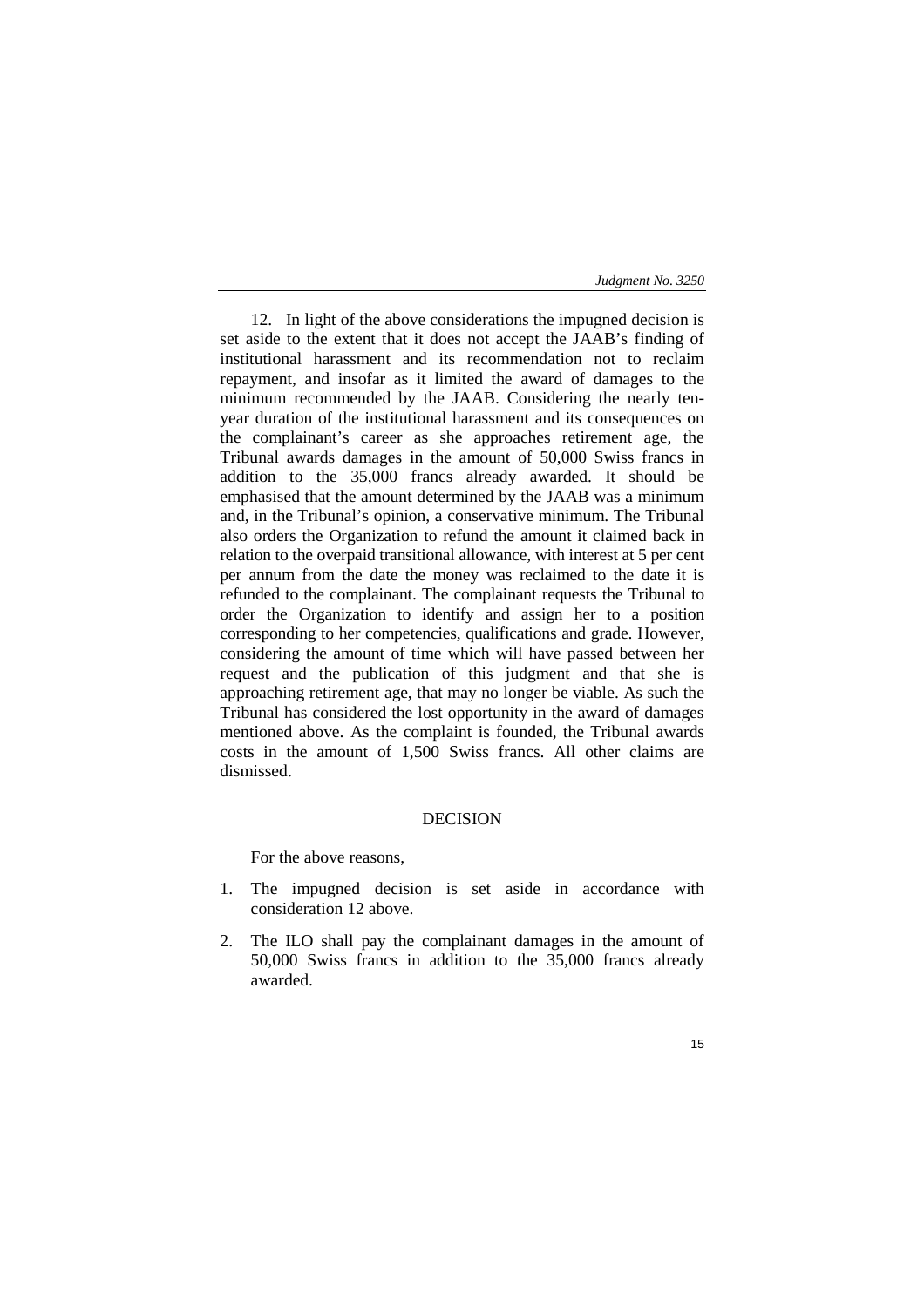12. In light of the above considerations the impugned decision is set aside to the extent that it does not accept the JAAB's finding of institutional harassment and its recommendation not to reclaim repayment, and insofar as it limited the award of damages to the minimum recommended by the JAAB. Considering the nearly ten-year duration of the institutional harassment and its consequences on the complainant's career as she approaches retirement age, the Tribunal awards damages in the amount of 50,000 Swiss francs in addition to the 35,000 francs already awarded. It should be emphasised that the amount determined by the JAAB was a minimum and, in the Tribunal's opinion, a conservative minimum. The Tribunal also orders the Organization to refund the amount it claimed back in relation to the overpaid transitional allowance, with interest at 5 per cent per annum from the date the money was reclaimed to the date it is refunded to the complainant. The complainant requests the Tribunal to order the Organization to identify and assign her to a position corresponding to her competencies, qualifications and grade. However, considering the amount of time which will have passed between her request and the publication of this judgment and that she is approaching retirement age, that may no longer be viable. As such the Tribunal has considered the lost opportunity in the award of damages mentioned above. As the complaint is founded, the Tribunal awards costs in the amount of 1,500 Swiss francs. All other claims are dismissed.

## DECISION

For the above reasons,

1. The impugned decision is set aside in accordance with consideration 12 above.
2. The ILO shall pay the complainant damages in the amount of 50,000 Swiss francs in addition to the 35,000 francs already awarded.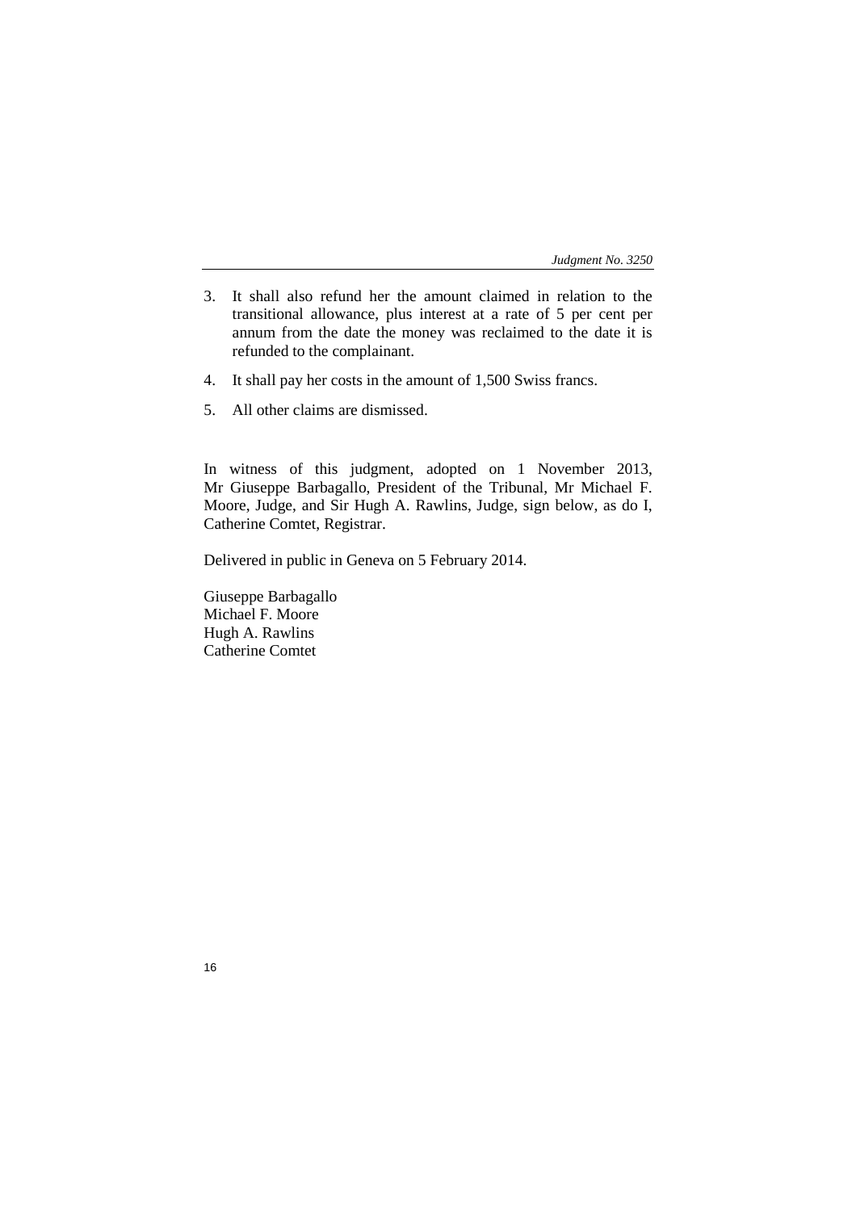3. It shall also refund her the amount claimed in relation to the transitional allowance, plus interest at a rate of 5 per cent per annum from the date the money was reclaimed to the date it is refunded to the complainant.
4. It shall pay her costs in the amount of 1,500 Swiss francs.
5. All other claims are dismissed.

In witness of this judgment, adopted on 1 November 2013, Mr Giuseppe Barbagallo, President of the Tribunal, Mr Michael F. Moore, Judge, and Sir Hugh A. Rawlins, Judge, sign below, as do I, Catherine Comtet, Registrar.

Delivered in public in Geneva on 5 February 2014.

Giuseppe Barbagallo
Michael F. Moore
Hugh A. Rawlins
Catherine Comtet